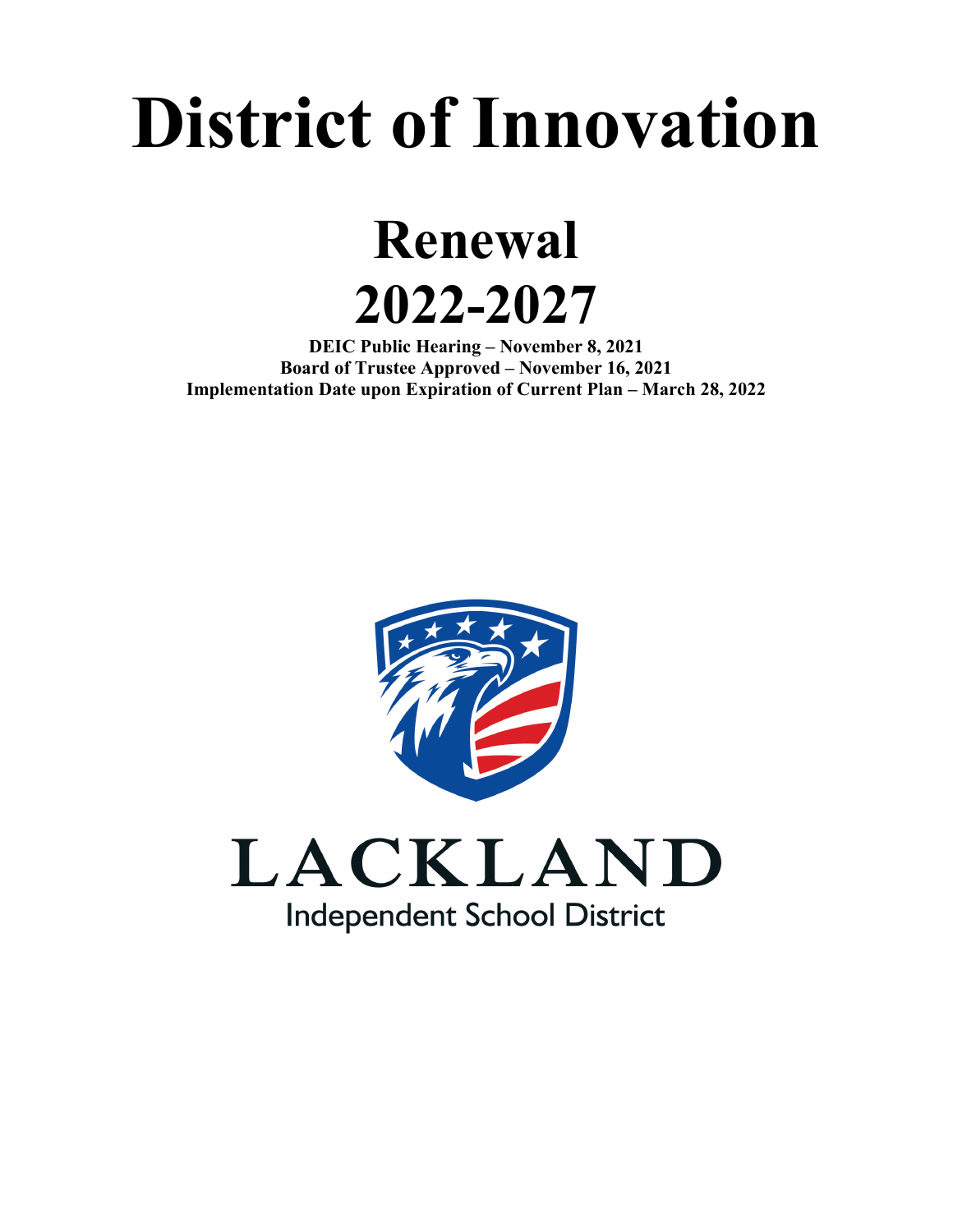# District of Innovation

## Renewal 2022-2027

**DEIC Public Hearing – November 8, 2021**
**Board of Trustee Approved – November 16, 2021**
**Implementation Date upon Expiration of Current Plan – March 28, 2022**

LACKLAND
Independent School District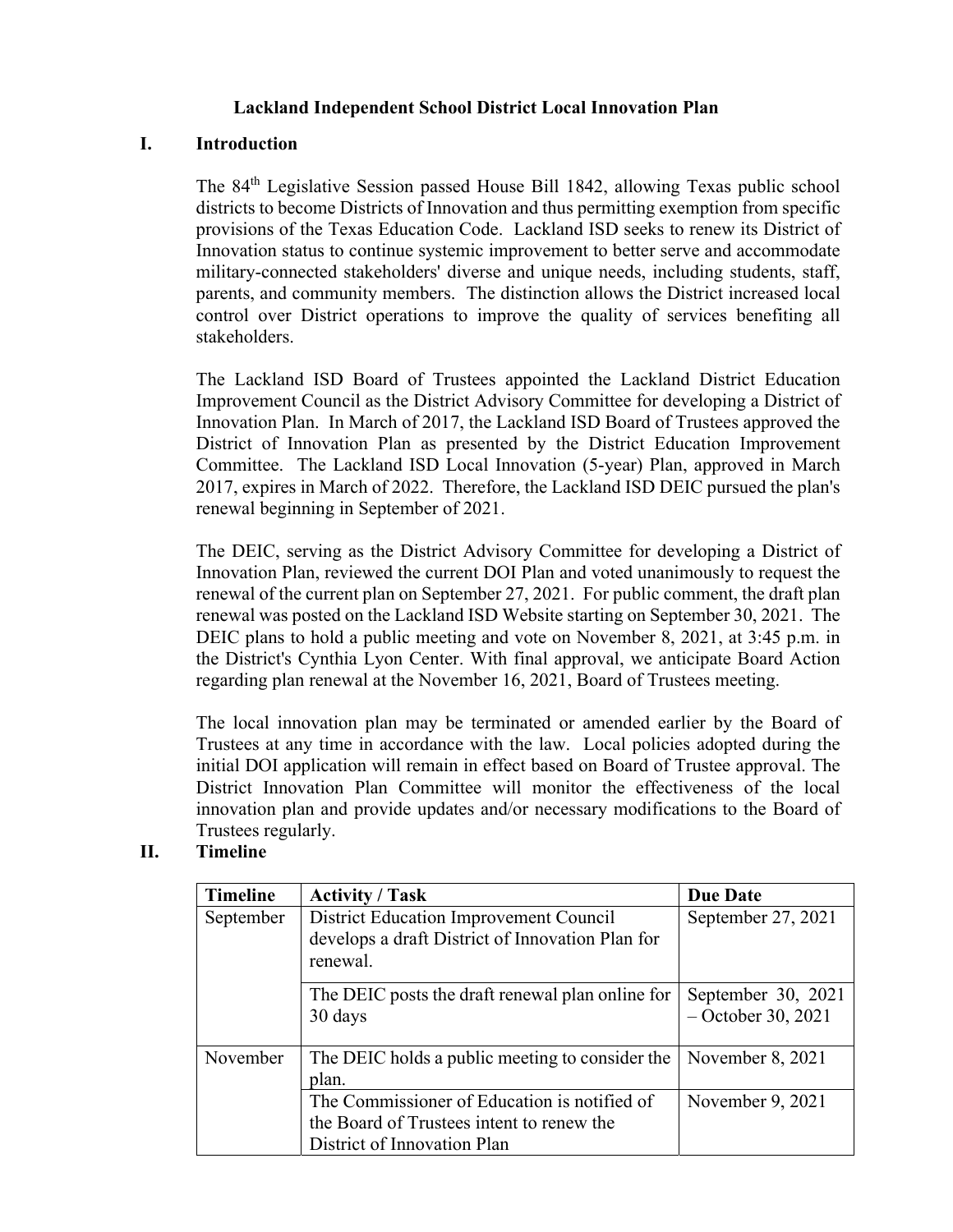# Lackland Independent School District Local Innovation Plan

## I. Introduction

The 84th Legislative Session passed House Bill 1842, allowing Texas public school districts to become Districts of Innovation and thus permitting exemption from specific provisions of the Texas Education Code. Lackland ISD seeks to renew its District of Innovation status to continue systemic improvement to better serve and accommodate military-connected stakeholders' diverse and unique needs, including students, staff, parents, and community members. The distinction allows the District increased local control over District operations to improve the quality of services benefiting all stakeholders.

The Lackland ISD Board of Trustees appointed the Lackland District Education Improvement Council as the District Advisory Committee for developing a District of Innovation Plan. In March of 2017, the Lackland ISD Board of Trustees approved the District of Innovation Plan as presented by the District Education Improvement Committee. The Lackland ISD Local Innovation (5-year) Plan, approved in March 2017, expires in March of 2022. Therefore, the Lackland ISD DEIC pursued the plan's renewal beginning in September of 2021.

The DEIC, serving as the District Advisory Committee for developing a District of Innovation Plan, reviewed the current DOI Plan and voted unanimously to request the renewal of the current plan on September 27, 2021. For public comment, the draft plan renewal was posted on the Lackland ISD Website starting on September 30, 2021. The DEIC plans to hold a public meeting and vote on November 8, 2021, at 3:45 p.m. in the District's Cynthia Lyon Center. With final approval, we anticipate Board Action regarding plan renewal at the November 16, 2021, Board of Trustees meeting.

The local innovation plan may be terminated or amended earlier by the Board of Trustees at any time in accordance with the law. Local policies adopted during the initial DOI application will remain in effect based on Board of Trustee approval. The District Innovation Plan Committee will monitor the effectiveness of the local innovation plan and provide updates and/or necessary modifications to the Board of Trustees regularly.

## II. Timeline

| Timeline | Activity / Task | Due Date |
|---|---|---|
| September | District Education Improvement Council develops a draft District of Innovation Plan for renewal. | September 27, 2021 |
| | The DEIC posts the draft renewal plan online for 30 days | September 30, 2021 – October 30, 2021 |
| November | The DEIC holds a public meeting to consider the plan. | November 8, 2021 |
| | The Commissioner of Education is notified of the Board of Trustees intent to renew the District of Innovation Plan | November 9, 2021 |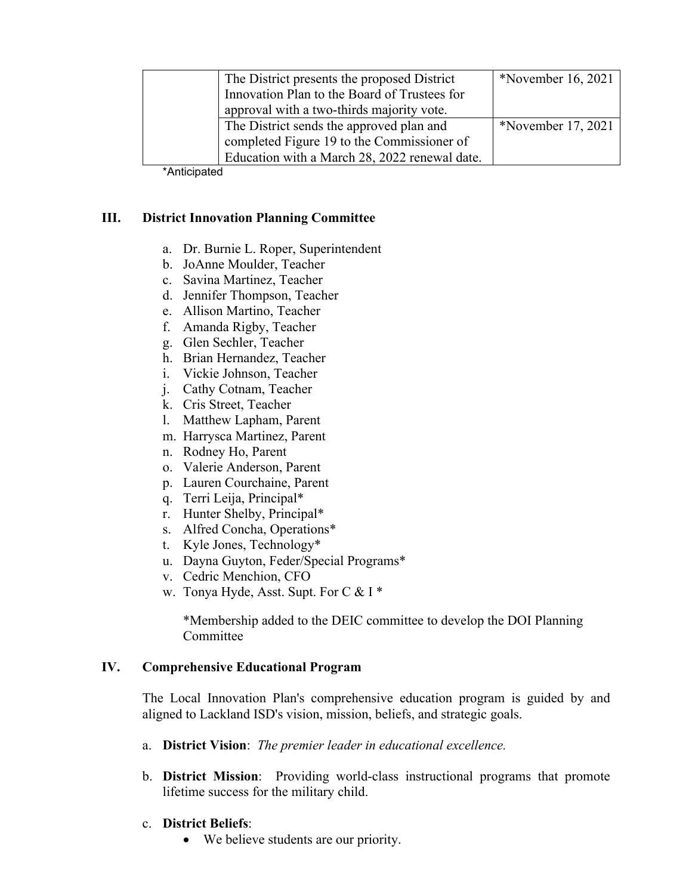| | | |
|---|---|---|
| | The District presents the proposed District Innovation Plan to the Board of Trustees for approval with a two-thirds majority vote. | *November 16, 2021 |
| | The District sends the approved plan and completed Figure 19 to the Commissioner of Education with a March 28, 2022 renewal date. | *November 17, 2021 |

*Anticipated

## III. District Innovation Planning Committee

a. Dr. Burnie L. Roper, Superintendent
b. JoAnne Moulder, Teacher
c. Savina Martinez, Teacher
d. Jennifer Thompson, Teacher
e. Allison Martino, Teacher
f. Amanda Rigby, Teacher
g. Glen Sechler, Teacher
h. Brian Hernandez, Teacher
i. Vickie Johnson, Teacher
j. Cathy Cotnam, Teacher
k. Cris Street, Teacher
l. Matthew Lapham, Parent
m. Harrysca Martinez, Parent
n. Rodney Ho, Parent
o. Valerie Anderson, Parent
p. Lauren Courchaine, Parent
q. Terri Leija, Principal*
r. Hunter Shelby, Principal*
s. Alfred Concha, Operations*
t. Kyle Jones, Technology*
u. Dayna Guyton, Feder/Special Programs*
v. Cedric Menchion, CFO
w. Tonya Hyde, Asst. Supt. For C & I *

*Membership added to the DEIC committee to develop the DOI Planning Committee

## IV. Comprehensive Educational Program

The Local Innovation Plan's comprehensive education program is guided by and aligned to Lackland ISD's vision, mission, beliefs, and strategic goals.

a. **District Vision**: *The premier leader in educational excellence.*

b. **District Mission**: Providing world-class instructional programs that promote lifetime success for the military child.

c. **District Beliefs**:
- We believe students are our priority.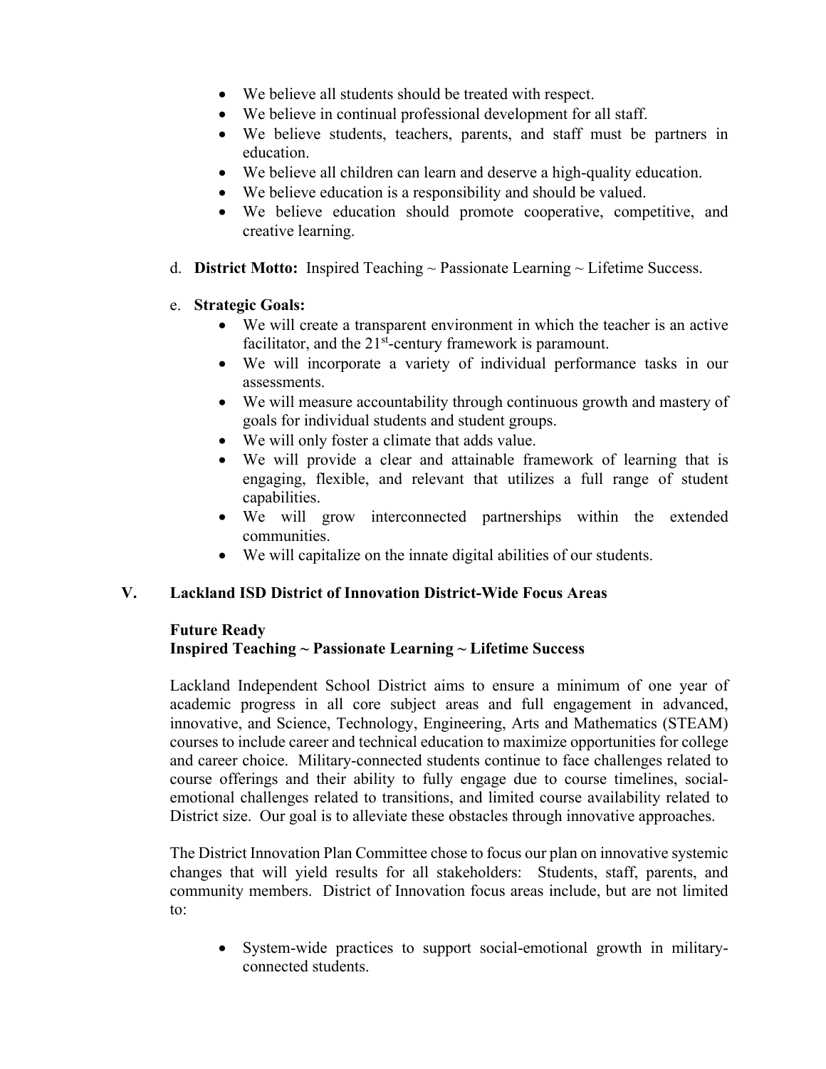- We believe all students should be treated with respect.
- We believe in continual professional development for all staff.
- We believe students, teachers, parents, and staff must be partners in education.
- We believe all children can learn and deserve a high-quality education.
- We believe education is a responsibility and should be valued.
- We believe education should promote cooperative, competitive, and creative learning.

d. **District Motto:** Inspired Teaching ~ Passionate Learning ~ Lifetime Success.

e. **Strategic Goals:**
- We will create a transparent environment in which the teacher is an active facilitator, and the 21st-century framework is paramount.
- We will incorporate a variety of individual performance tasks in our assessments.
- We will measure accountability through continuous growth and mastery of goals for individual students and student groups.
- We will only foster a climate that adds value.
- We will provide a clear and attainable framework of learning that is engaging, flexible, and relevant that utilizes a full range of student capabilities.
- We will grow interconnected partnerships within the extended communities.
- We will capitalize on the innate digital abilities of our students.

## V. Lackland ISD District of Innovation District-Wide Focus Areas

**Future Ready**
**Inspired Teaching ~ Passionate Learning ~ Lifetime Success**

Lackland Independent School District aims to ensure a minimum of one year of academic progress in all core subject areas and full engagement in advanced, innovative, and Science, Technology, Engineering, Arts and Mathematics (STEAM) courses to include career and technical education to maximize opportunities for college and career choice. Military-connected students continue to face challenges related to course offerings and their ability to fully engage due to course timelines, social-emotional challenges related to transitions, and limited course availability related to District size. Our goal is to alleviate these obstacles through innovative approaches.

The District Innovation Plan Committee chose to focus our plan on innovative systemic changes that will yield results for all stakeholders: Students, staff, parents, and community members. District of Innovation focus areas include, but are not limited to:

- System-wide practices to support social-emotional growth in military-connected students.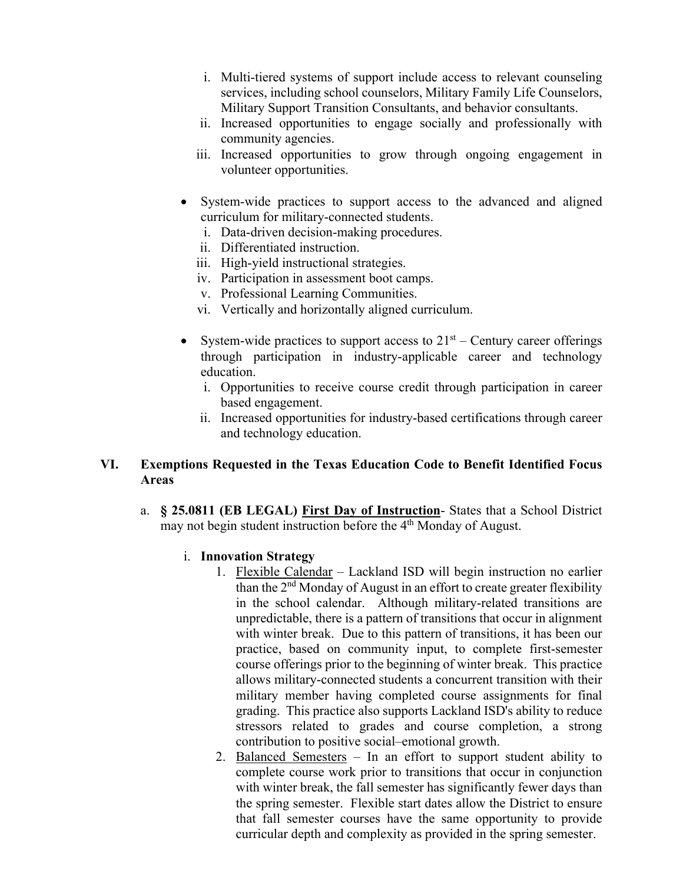i. Multi-tiered systems of support include access to relevant counseling services, including school counselors, Military Family Life Counselors, Military Support Transition Consultants, and behavior consultants.
ii. Increased opportunities to engage socially and professionally with community agencies.
iii. Increased opportunities to grow through ongoing engagement in volunteer opportunities.

- System-wide practices to support access to the advanced and aligned curriculum for military-connected students.
  i. Data-driven decision-making procedures.
  ii. Differentiated instruction.
  iii. High-yield instructional strategies.
  iv. Participation in assessment boot camps.
  v. Professional Learning Communities.
  vi. Vertically and horizontally aligned curriculum.

- System-wide practices to support access to 21st – Century career offerings through participation in industry-applicable career and technology education.
  i. Opportunities to receive course credit through participation in career based engagement.
  ii. Increased opportunities for industry-based certifications through career and technology education.

## VI. Exemptions Requested in the Texas Education Code to Benefit Identified Focus Areas

a. **§ 25.0811 (EB LEGAL)** **First Day of Instruction**- States that a School District may not begin student instruction before the 4th Monday of August.

i. **Innovation Strategy**

1. Flexible Calendar – Lackland ISD will begin instruction no earlier than the 2nd Monday of August in an effort to create greater flexibility in the school calendar. Although military-related transitions are unpredictable, there is a pattern of transitions that occur in alignment with winter break. Due to this pattern of transitions, it has been our practice, based on community input, to complete first-semester course offerings prior to the beginning of winter break. This practice allows military-connected students a concurrent transition with their military member having completed course assignments for final grading. This practice also supports Lackland ISD's ability to reduce stressors related to grades and course completion, a strong contribution to positive social–emotional growth.
2. Balanced Semesters – In an effort to support student ability to complete course work prior to transitions that occur in conjunction with winter break, the fall semester has significantly fewer days than the spring semester. Flexible start dates allow the District to ensure that fall semester courses have the same opportunity to provide curricular depth and complexity as provided in the spring semester.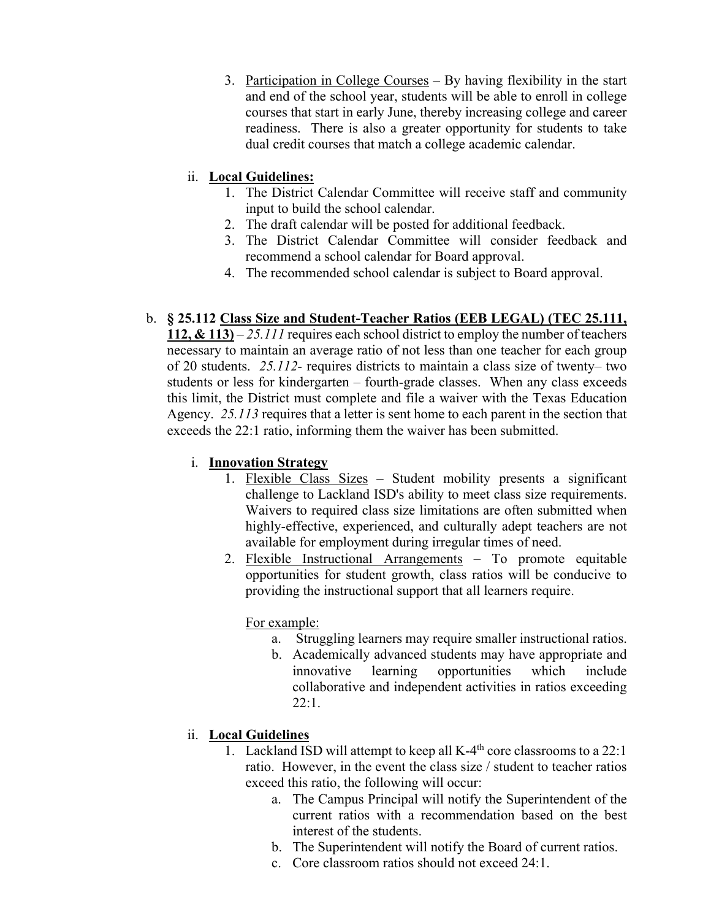3. Participation in College Courses – By having flexibility in the start and end of the school year, students will be able to enroll in college courses that start in early June, thereby increasing college and career readiness. There is also a greater opportunity for students to take dual credit courses that match a college academic calendar.

ii. **Local Guidelines:**

1. The District Calendar Committee will receive staff and community input to build the school calendar.
2. The draft calendar will be posted for additional feedback.
3. The District Calendar Committee will consider feedback and recommend a school calendar for Board approval.
4. The recommended school calendar is subject to Board approval.

b. **§ 25.112 Class Size and Student-Teacher Ratios (EEB LEGAL) (TEC 25.111, 112, & 113)** – *25.111* requires each school district to employ the number of teachers necessary to maintain an average ratio of not less than one teacher for each group of 20 students. *25.112*- requires districts to maintain a class size of twenty– two students or less for kindergarten – fourth-grade classes. When any class exceeds this limit, the District must complete and file a waiver with the Texas Education Agency. *25.113* requires that a letter is sent home to each parent in the section that exceeds the 22:1 ratio, informing them the waiver has been submitted.

i. **Innovation Strategy**

1. Flexible Class Sizes – Student mobility presents a significant challenge to Lackland ISD's ability to meet class size requirements. Waivers to required class size limitations are often submitted when highly-effective, experienced, and culturally adept teachers are not available for employment during irregular times of need.
2. Flexible Instructional Arrangements – To promote equitable opportunities for student growth, class ratios will be conducive to providing the instructional support that all learners require.

   For example:

   a. Struggling learners may require smaller instructional ratios.
   b. Academically advanced students may have appropriate and innovative learning opportunities which include collaborative and independent activities in ratios exceeding 22:1.

ii. **Local Guidelines**

1. Lackland ISD will attempt to keep all K-4th core classrooms to a 22:1 ratio. However, in the event the class size / student to teacher ratios exceed this ratio, the following will occur:
   a. The Campus Principal will notify the Superintendent of the current ratios with a recommendation based on the best interest of the students.
   b. The Superintendent will notify the Board of current ratios.
   c. Core classroom ratios should not exceed 24:1.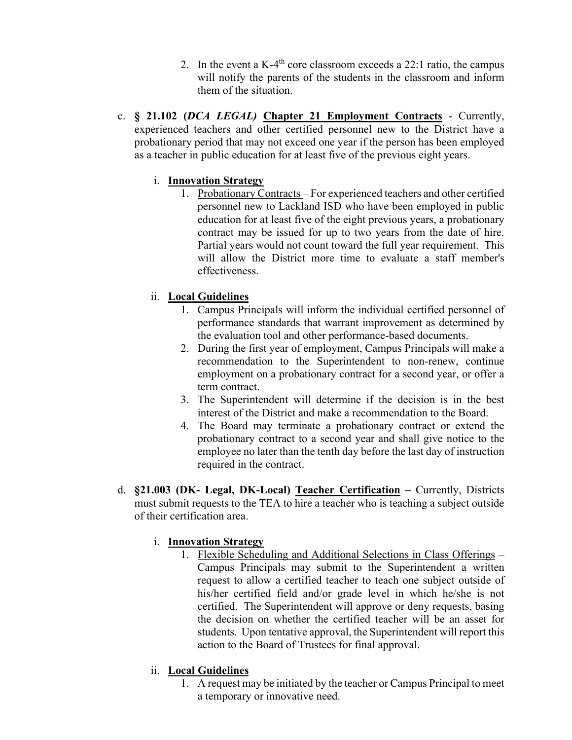2. In the event a K-4$^{th}$ core classroom exceeds a 22:1 ratio, the campus will notify the parents of the students in the classroom and inform them of the situation.

c. **§ 21.102 (*DCA LEGAL*)** **<u>Chapter 21 Employment Contracts</u>** - Currently, experienced teachers and other certified personnel new to the District have a probationary period that may not exceed one year if the person has been employed as a teacher in public education for at least five of the previous eight years.

   i. **<u>Innovation Strategy</u>**

      1. <u>Probationary Contracts</u> – For experienced teachers and other certified personnel new to Lackland ISD who have been employed in public education for at least five of the eight previous years, a probationary contract may be issued for up to two years from the date of hire. Partial years would not count toward the full year requirement. This will allow the District more time to evaluate a staff member's effectiveness.

   ii. **<u>Local Guidelines</u>**

      1. Campus Principals will inform the individual certified personnel of performance standards that warrant improvement as determined by the evaluation tool and other performance-based documents.
      2. During the first year of employment, Campus Principals will make a recommendation to the Superintendent to non-renew, continue employment on a probationary contract for a second year, or offer a term contract.
      3. The Superintendent will determine if the decision is in the best interest of the District and make a recommendation to the Board.
      4. The Board may terminate a probationary contract or extend the probationary contract to a second year and shall give notice to the employee no later than the tenth day before the last day of instruction required in the contract.

d. **§21.003 (DK- Legal, DK-Local)** **<u>Teacher Certification</u> –** Currently, Districts must submit requests to the TEA to hire a teacher who is teaching a subject outside of their certification area.

   i. **<u>Innovation Strategy</u>**

      1. <u>Flexible Scheduling and Additional Selections in Class Offerings</u> – Campus Principals may submit to the Superintendent a written request to allow a certified teacher to teach one subject outside of his/her certified field and/or grade level in which he/she is not certified. The Superintendent will approve or deny requests, basing the decision on whether the certified teacher will be an asset for students. Upon tentative approval, the Superintendent will report this action to the Board of Trustees for final approval.

   ii. **<u>Local Guidelines</u>**

      1. A request may be initiated by the teacher or Campus Principal to meet a temporary or innovative need.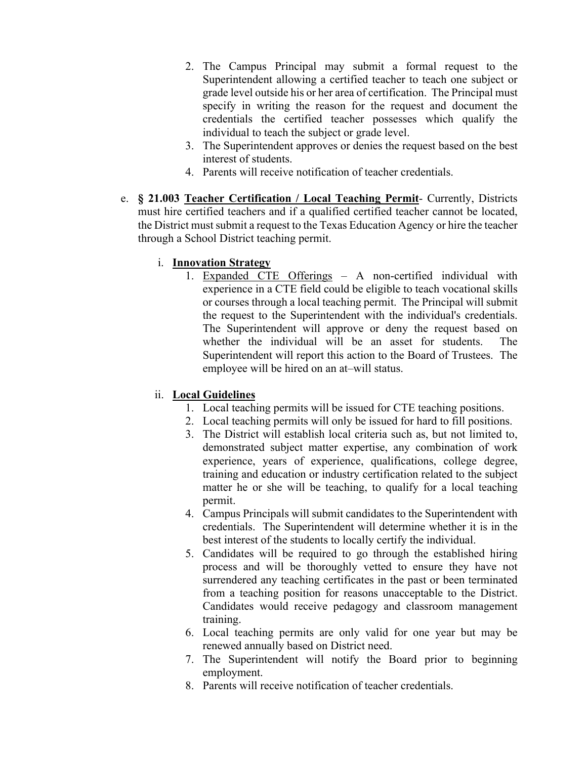2. The Campus Principal may submit a formal request to the Superintendent allowing a certified teacher to teach one subject or grade level outside his or her area of certification. The Principal must specify in writing the reason for the request and document the credentials the certified teacher possesses which qualify the individual to teach the subject or grade level.
3. The Superintendent approves or denies the request based on the best interest of students.
4. Parents will receive notification of teacher credentials.

e. **§ 21.003 <u>Teacher Certification / Local Teaching Permit</u>**- Currently, Districts must hire certified teachers and if a qualified certified teacher cannot be located, the District must submit a request to the Texas Education Agency or hire the teacher through a School District teaching permit.

   i. **<u>Innovation Strategy</u>**

   1. <u>Expanded CTE Offerings</u> – A non-certified individual with experience in a CTE field could be eligible to teach vocational skills or courses through a local teaching permit. The Principal will submit the request to the Superintendent with the individual's credentials. The Superintendent will approve or deny the request based on whether the individual will be an asset for students. The Superintendent will report this action to the Board of Trustees. The employee will be hired on an at–will status.

   ii. **<u>Local Guidelines</u>**

   1. Local teaching permits will be issued for CTE teaching positions.
   2. Local teaching permits will only be issued for hard to fill positions.
   3. The District will establish local criteria such as, but not limited to, demonstrated subject matter expertise, any combination of work experience, years of experience, qualifications, college degree, training and education or industry certification related to the subject matter he or she will be teaching, to qualify for a local teaching permit.
   4. Campus Principals will submit candidates to the Superintendent with credentials. The Superintendent will determine whether it is in the best interest of the students to locally certify the individual.
   5. Candidates will be required to go through the established hiring process and will be thoroughly vetted to ensure they have not surrendered any teaching certificates in the past or been terminated from a teaching position for reasons unacceptable to the District. Candidates would receive pedagogy and classroom management training.
   6. Local teaching permits are only valid for one year but may be renewed annually based on District need.
   7. The Superintendent will notify the Board prior to beginning employment.
   8. Parents will receive notification of teacher credentials.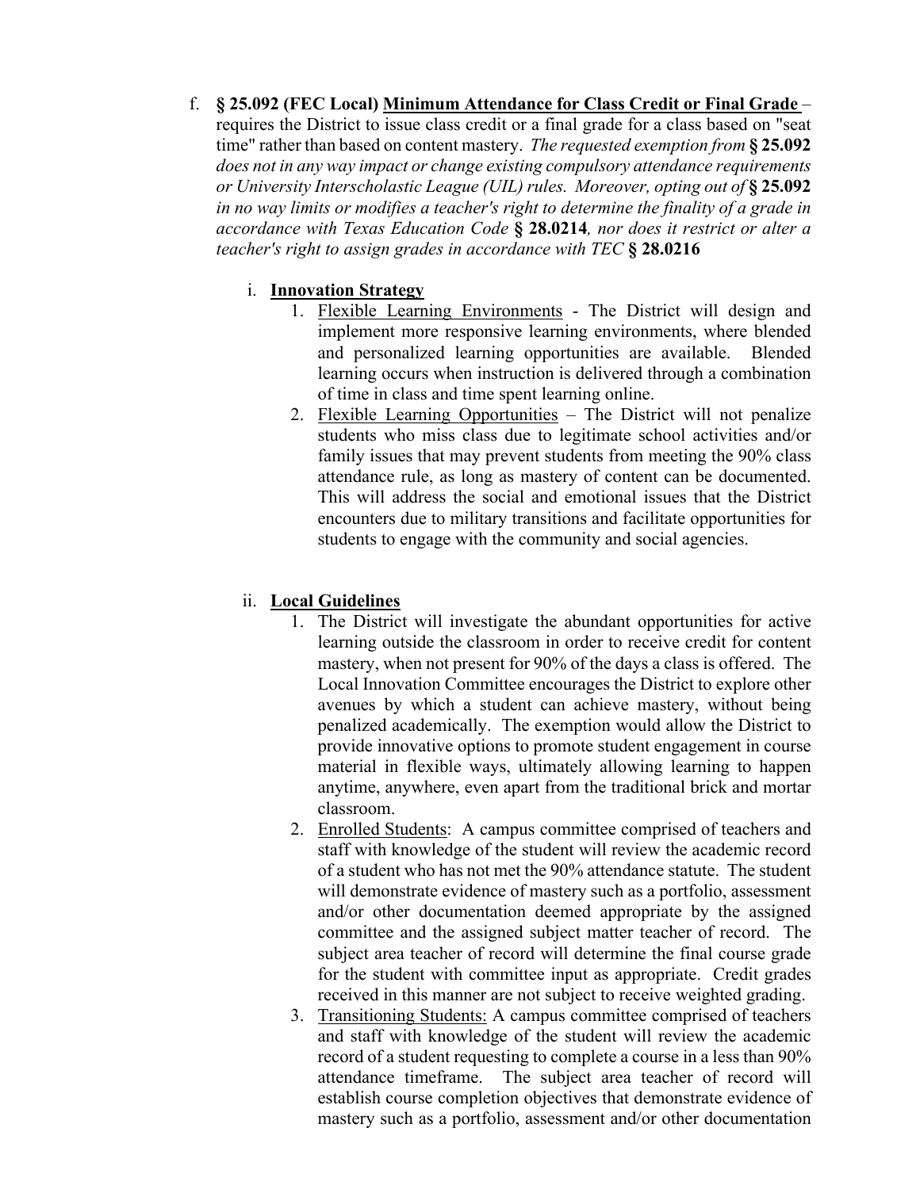f. **§ 25.092 (FEC Local)** **<u>Minimum Attendance for Class Credit or Final Grade</u>** – requires the District to issue class credit or a final grade for a class based on "seat time" rather than based on content mastery. *The requested exemption from* **§ 25.092** *does not in any way impact or change existing compulsory attendance requirements or University Interscholastic League (UIL) rules. Moreover, opting out of* **§ 25.092** *in no way limits or modifies a teacher's right to determine the finality of a grade in accordance with Texas Education Code* **§ 28.0214***, nor does it restrict or alter a teacher's right to assign grades in accordance with TEC* **§ 28.0216**

   i. **<u>Innovation Strategy</u>**
      1. <u>Flexible Learning Environments</u> - The District will design and implement more responsive learning environments, where blended and personalized learning opportunities are available. Blended learning occurs when instruction is delivered through a combination of time in class and time spent learning online.
      2. <u>Flexible Learning Opportunities</u> – The District will not penalize students who miss class due to legitimate school activities and/or family issues that may prevent students from meeting the 90% class attendance rule, as long as mastery of content can be documented. This will address the social and emotional issues that the District encounters due to military transitions and facilitate opportunities for students to engage with the community and social agencies.

   ii. **<u>Local Guidelines</u>**
      1. The District will investigate the abundant opportunities for active learning outside the classroom in order to receive credit for content mastery, when not present for 90% of the days a class is offered. The Local Innovation Committee encourages the District to explore other avenues by which a student can achieve mastery, without being penalized academically. The exemption would allow the District to provide innovative options to promote student engagement in course material in flexible ways, ultimately allowing learning to happen anytime, anywhere, even apart from the traditional brick and mortar classroom.
      2. <u>Enrolled Students</u>: A campus committee comprised of teachers and staff with knowledge of the student will review the academic record of a student who has not met the 90% attendance statute. The student will demonstrate evidence of mastery such as a portfolio, assessment and/or other documentation deemed appropriate by the assigned committee and the assigned subject matter teacher of record. The subject area teacher of record will determine the final course grade for the student with committee input as appropriate. Credit grades received in this manner are not subject to receive weighted grading.
      3. <u>Transitioning Students:</u> A campus committee comprised of teachers and staff with knowledge of the student will review the academic record of a student requesting to complete a course in a less than 90% attendance timeframe. The subject area teacher of record will establish course completion objectives that demonstrate evidence of mastery such as a portfolio, assessment and/or other documentation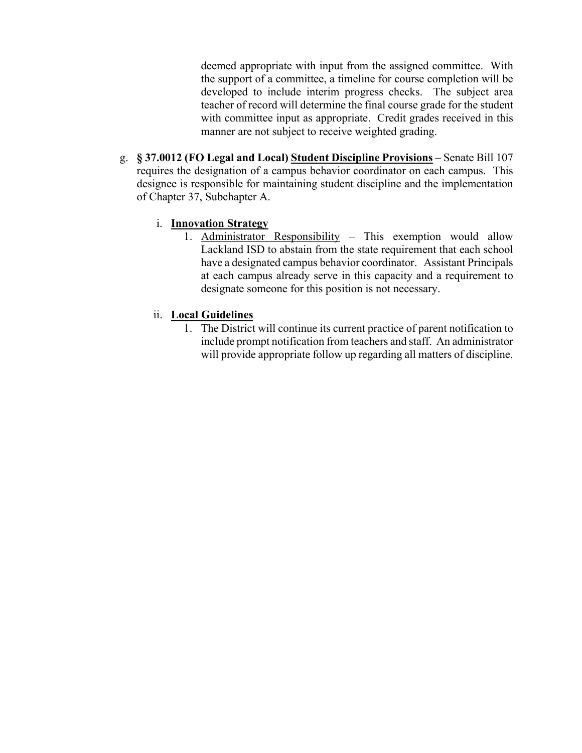deemed appropriate with input from the assigned committee. With the support of a committee, a timeline for course completion will be developed to include interim progress checks. The subject area teacher of record will determine the final course grade for the student with committee input as appropriate. Credit grades received in this manner are not subject to receive weighted grading.

g. **§ 37.0012 (FO Legal and Local)** **<u>Student Discipline Provisions</u>** – Senate Bill 107 requires the designation of a campus behavior coordinator on each campus. This designee is responsible for maintaining student discipline and the implementation of Chapter 37, Subchapter A.

   i. **<u>Innovation Strategy</u>**

      1. <u>Administrator Responsibility</u> – This exemption would allow Lackland ISD to abstain from the state requirement that each school have a designated campus behavior coordinator. Assistant Principals at each campus already serve in this capacity and a requirement to designate someone for this position is not necessary.

   ii. **<u>Local Guidelines</u>**

      1. The District will continue its current practice of parent notification to include prompt notification from teachers and staff. An administrator will provide appropriate follow up regarding all matters of discipline.